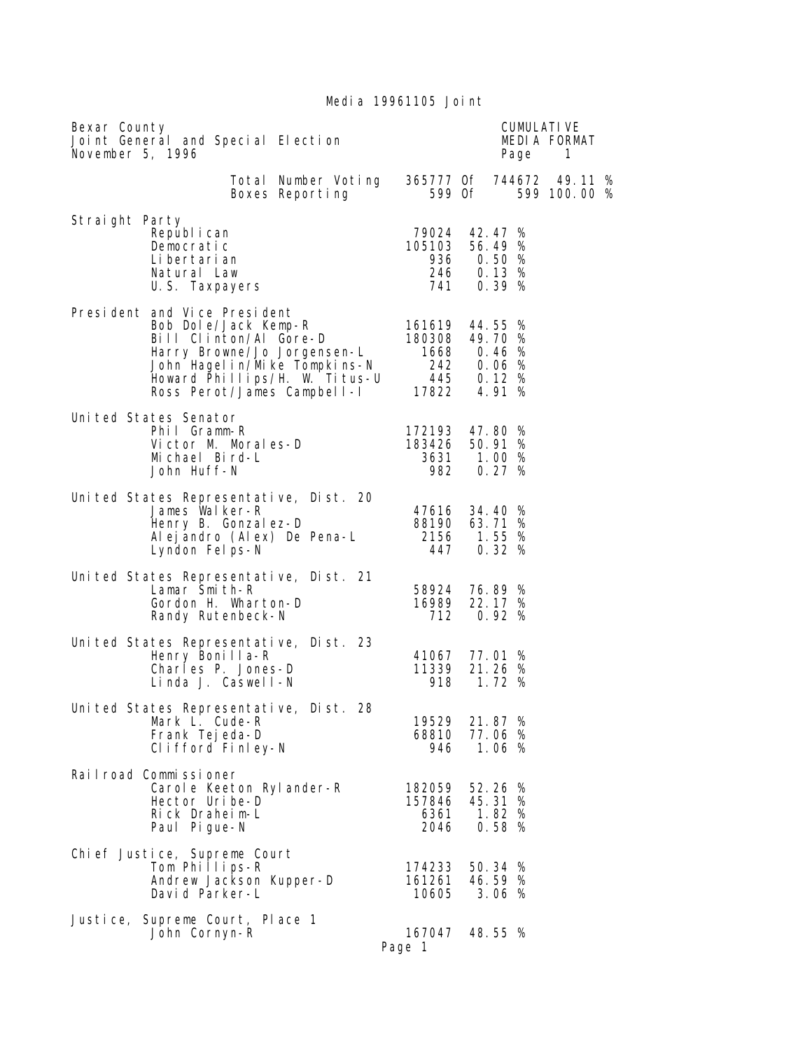Media 19961105 Joint

Bexar County
Joint General and Special Election
November 5, 1996

CUMULATIVE
MEDIA FORMAT
Page 1

| | | | | |
|---|---|---|---|---|
| Total Number Voting | 365777 | Of | 744672 | 49.11 % |
| Boxes Reporting | 599 | Of | 599 | 100.00 % |

**Straight Party**

| Candidate | Votes | Percent |
|---|---|---|
| Republican | 79024 | 42.47 % |
| Democratic | 105103 | 56.49 % |
| Libertarian | 936 | 0.50 % |
| Natural Law | 246 | 0.13 % |
| U.S. Taxpayers | 741 | 0.39 % |

**President and Vice President**

| Candidate | Votes | Percent |
|---|---|---|
| Bob Dole/Jack Kemp-R | 161619 | 44.55 % |
| Bill Clinton/Al Gore-D | 180308 | 49.70 % |
| Harry Browne/Jo Jorgensen-L | 1668 | 0.46 % |
| John Hagelin/Mike Tompkins-N | 242 | 0.06 % |
| Howard Phillips/H. W. Titus-U | 445 | 0.12 % |
| Ross Perot/James Campbell-I | 17822 | 4.91 % |

**United States Senator**

| Candidate | Votes | Percent |
|---|---|---|
| Phil Gramm-R | 172193 | 47.80 % |
| Victor M. Morales-D | 183426 | 50.91 % |
| Michael Bird-L | 3631 | 1.00 % |
| John Huff-N | 982 | 0.27 % |

**United States Representative, Dist. 20**

| Candidate | Votes | Percent |
|---|---|---|
| James Walker-R | 47616 | 34.40 % |
| Henry B. Gonzalez-D | 88190 | 63.71 % |
| Alejandro (Alex) De Pena-L | 2156 | 1.55 % |
| Lyndon Felps-N | 447 | 0.32 % |

**United States Representative, Dist. 21**

| Candidate | Votes | Percent |
|---|---|---|
| Lamar Smith-R | 58924 | 76.89 % |
| Gordon H. Wharton-D | 16989 | 22.17 % |
| Randy Rutenbeck-N | 712 | 0.92 % |

**United States Representative, Dist. 23**

| Candidate | Votes | Percent |
|---|---|---|
| Henry Bonilla-R | 41067 | 77.01 % |
| Charles P. Jones-D | 11339 | 21.26 % |
| Linda J. Caswell-N | 918 | 1.72 % |

**United States Representative, Dist. 28**

| Candidate | Votes | Percent |
|---|---|---|
| Mark L. Cude-R | 19529 | 21.87 % |
| Frank Tejeda-D | 68810 | 77.06 % |
| Clifford Finley-N | 946 | 1.06 % |

**Railroad Commissioner**

| Candidate | Votes | Percent |
|---|---|---|
| Carole Keeton Rylander-R | 182059 | 52.26 % |
| Hector Uribe-D | 157846 | 45.31 % |
| Rick Draheim-L | 6361 | 1.82 % |
| Paul Pigue-N | 2046 | 0.58 % |

**Chief Justice, Supreme Court**

| Candidate | Votes | Percent |
|---|---|---|
| Tom Phillips-R | 174233 | 50.34 % |
| Andrew Jackson Kupper-D | 161261 | 46.59 % |
| David Parker-L | 10605 | 3.06 % |

**Justice, Supreme Court, Place 1**

| Candidate | Votes | Percent |
|---|---|---|
| John Cornyn-R | 167047 | 48.55 % |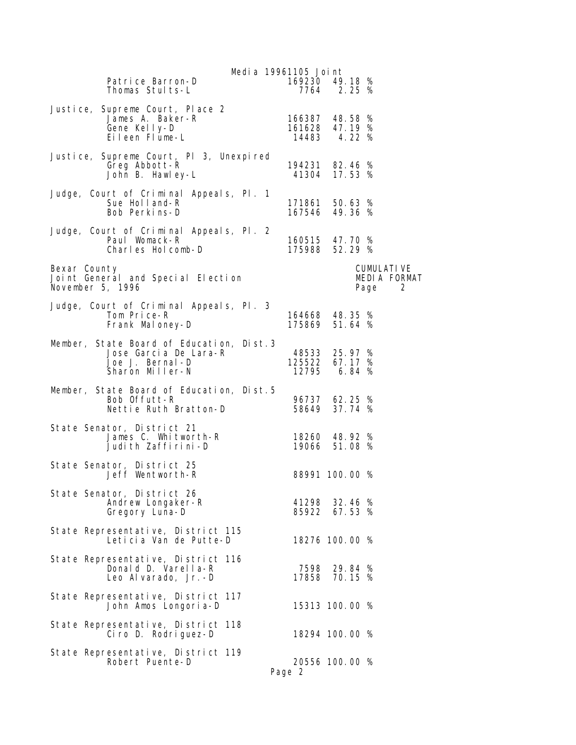Patrice Barron-D 169230 49.18 %
Thomas Stults-L 7764 2.25 %

**Justice, Supreme Court, Place 2**

| Candidate | Votes | Percent |
|---|---|---|
| James A. Baker-R | 166387 | 48.58 % |
| Gene Kelly-D | 161628 | 47.19 % |
| Eileen Flume-L | 14483 | 4.22 % |

**Justice, Supreme Court, Pl 3, Unexpired**

| Candidate | Votes | Percent |
|---|---|---|
| Greg Abbott-R | 194231 | 82.46 % |
| John B. Hawley-L | 41304 | 17.53 % |

**Judge, Court of Criminal Appeals, Pl. 1**

| Candidate | Votes | Percent |
|---|---|---|
| Sue Holland-R | 171861 | 50.63 % |
| Bob Perkins-D | 167546 | 49.36 % |

**Judge, Court of Criminal Appeals, Pl. 2**

| Candidate | Votes | Percent |
|---|---|---|
| Paul Womack-R | 160515 | 47.70 % |
| Charles Holcomb-D | 175988 | 52.29 % |

Bexar County
Joint General and Special Election
November 5, 1996

CUMULATIVE
MEDIA FORMAT

**Judge, Court of Criminal Appeals, Pl. 3**

| Candidate | Votes | Percent |
|---|---|---|
| Tom Price-R | 164668 | 48.35 % |
| Frank Maloney-D | 175869 | 51.64 % |

**Member, State Board of Education, Dist.3**

| Candidate | Votes | Percent |
|---|---|---|
| Jose Garcia De Lara-R | 48533 | 25.97 % |
| Joe J. Bernal-D | 125522 | 67.17 % |
| Sharon Miller-N | 12795 | 6.84 % |

**Member, State Board of Education, Dist.5**

| Candidate | Votes | Percent |
|---|---|---|
| Bob Offutt-R | 96737 | 62.25 % |
| Nettie Ruth Bratton-D | 58649 | 37.74 % |

**State Senator, District 21**

| Candidate | Votes | Percent |
|---|---|---|
| James C. Whitworth-R | 18260 | 48.92 % |
| Judith Zaffirini-D | 19066 | 51.08 % |

**State Senator, District 25**

| Candidate | Votes | Percent |
|---|---|---|
| Jeff Wentworth-R | 88991 | 100.00 % |

**State Senator, District 26**

| Candidate | Votes | Percent |
|---|---|---|
| Andrew Longaker-R | 41298 | 32.46 % |
| Gregory Luna-D | 85922 | 67.53 % |

**State Representative, District 115**

| Candidate | Votes | Percent |
|---|---|---|
| Leticia Van de Putte-D | 18276 | 100.00 % |

**State Representative, District 116**

| Candidate | Votes | Percent |
|---|---|---|
| Donald D. Varella-R | 7598 | 29.84 % |
| Leo Alvarado, Jr.-D | 17858 | 70.15 % |

**State Representative, District 117**

| Candidate | Votes | Percent |
|---|---|---|
| John Amos Longoria-D | 15313 | 100.00 % |

**State Representative, District 118**

| Candidate | Votes | Percent |
|---|---|---|
| Ciro D. Rodriguez-D | 18294 | 100.00 % |

**State Representative, District 119**

| Candidate | Votes | Percent |
|---|---|---|
| Robert Puente-D | 20556 | 100.00 % |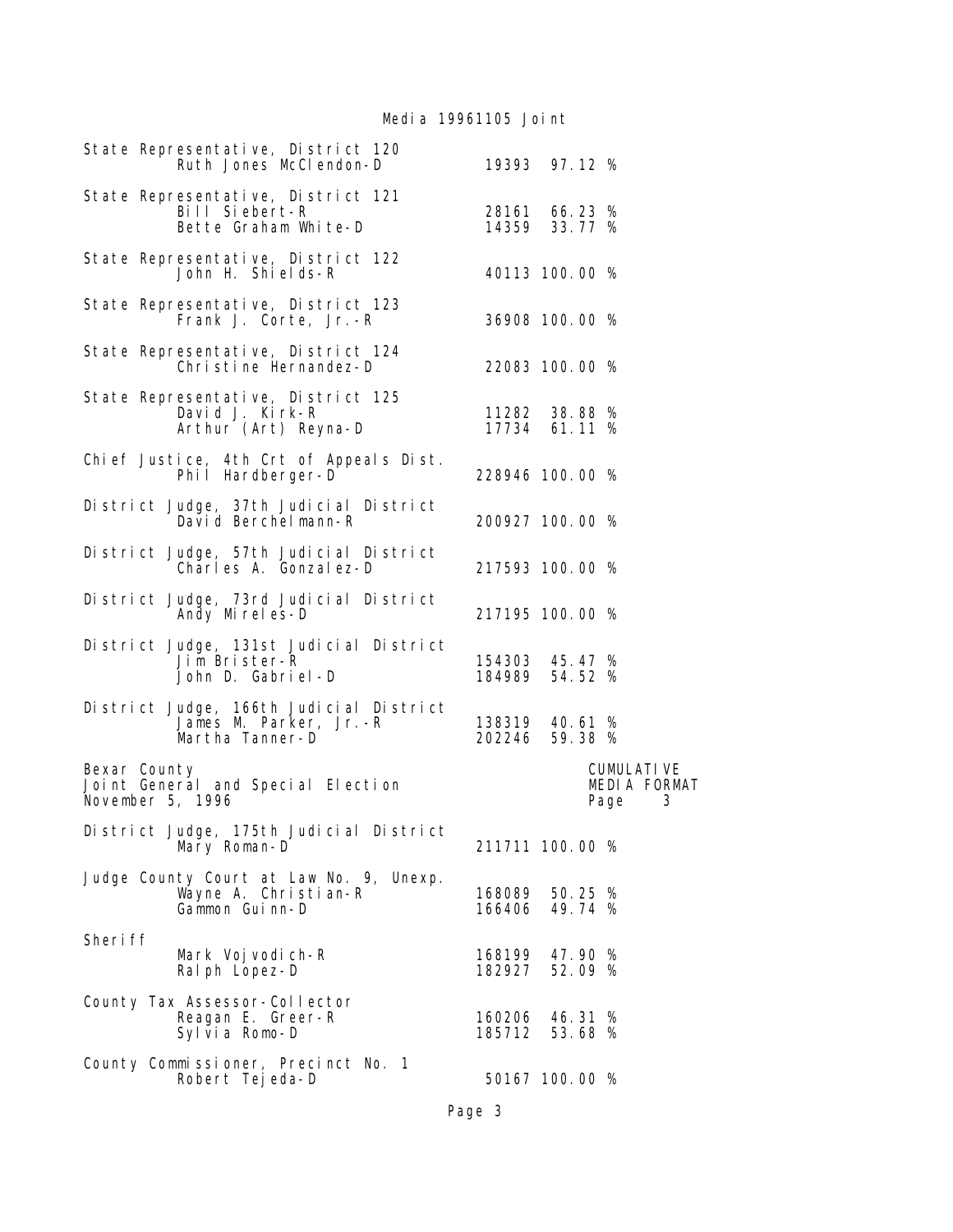State Representative, District 120

| | | |
|---|---|---|
| Ruth Jones McClendon-D | 19393 | 97.12 % |

State Representative, District 121

| | | |
|---|---|---|
| Bill Siebert-R | 28161 | 66.23 % |
| Bette Graham White-D | 14359 | 33.77 % |

State Representative, District 122

| | | |
|---|---|---|
| John H. Shields-R | 40113 | 100.00 % |

State Representative, District 123

| | | |
|---|---|---|
| Frank J. Corte, Jr.-R | 36908 | 100.00 % |

State Representative, District 124

| | | |
|---|---|---|
| Christine Hernandez-D | 22083 | 100.00 % |

State Representative, District 125

| | | |
|---|---|---|
| David J. Kirk-R | 11282 | 38.88 % |
| Arthur (Art) Reyna-D | 17734 | 61.11 % |

Chief Justice, 4th Crt of Appeals Dist.

| | | |
|---|---|---|
| Phil Hardberger-D | 228946 | 100.00 % |

District Judge, 37th Judicial District

| | | |
|---|---|---|
| David Berchelmann-R | 200927 | 100.00 % |

District Judge, 57th Judicial District

| | | |
|---|---|---|
| Charles A. Gonzalez-D | 217593 | 100.00 % |

District Judge, 73rd Judicial District

| | | |
|---|---|---|
| Andy Mireles-D | 217195 | 100.00 % |

District Judge, 131st Judicial District

| | | |
|---|---|---|
| Jim Brister-R | 154303 | 45.47 % |
| John D. Gabriel-D | 184989 | 54.52 % |

District Judge, 166th Judicial District

| | | |
|---|---|---|
| James M. Parker, Jr.-R | 138319 | 40.61 % |
| Martha Tanner-D | 202246 | 59.38 % |

Bexar County
Joint General and Special Election
November 5, 1996

CUMULATIVE
MEDIA FORMAT

District Judge, 175th Judicial District

| | | |
|---|---|---|
| Mary Roman-D | 211711 | 100.00 % |

Judge County Court at Law No. 9, Unexp.

| | | |
|---|---|---|
| Wayne A. Christian-R | 168089 | 50.25 % |
| Gammon Guinn-D | 166406 | 49.74 % |

Sheriff

| | | |
|---|---|---|
| Mark Vojvodich-R | 168199 | 47.90 % |
| Ralph Lopez-D | 182927 | 52.09 % |

County Tax Assessor-Collector

| | | |
|---|---|---|
| Reagan E. Greer-R | 160206 | 46.31 % |
| Sylvia Romo-D | 185712 | 53.68 % |

County Commissioner, Precinct No. 1

| | | |
|---|---|---|
| Robert Tejeda-D | 50167 | 100.00 % |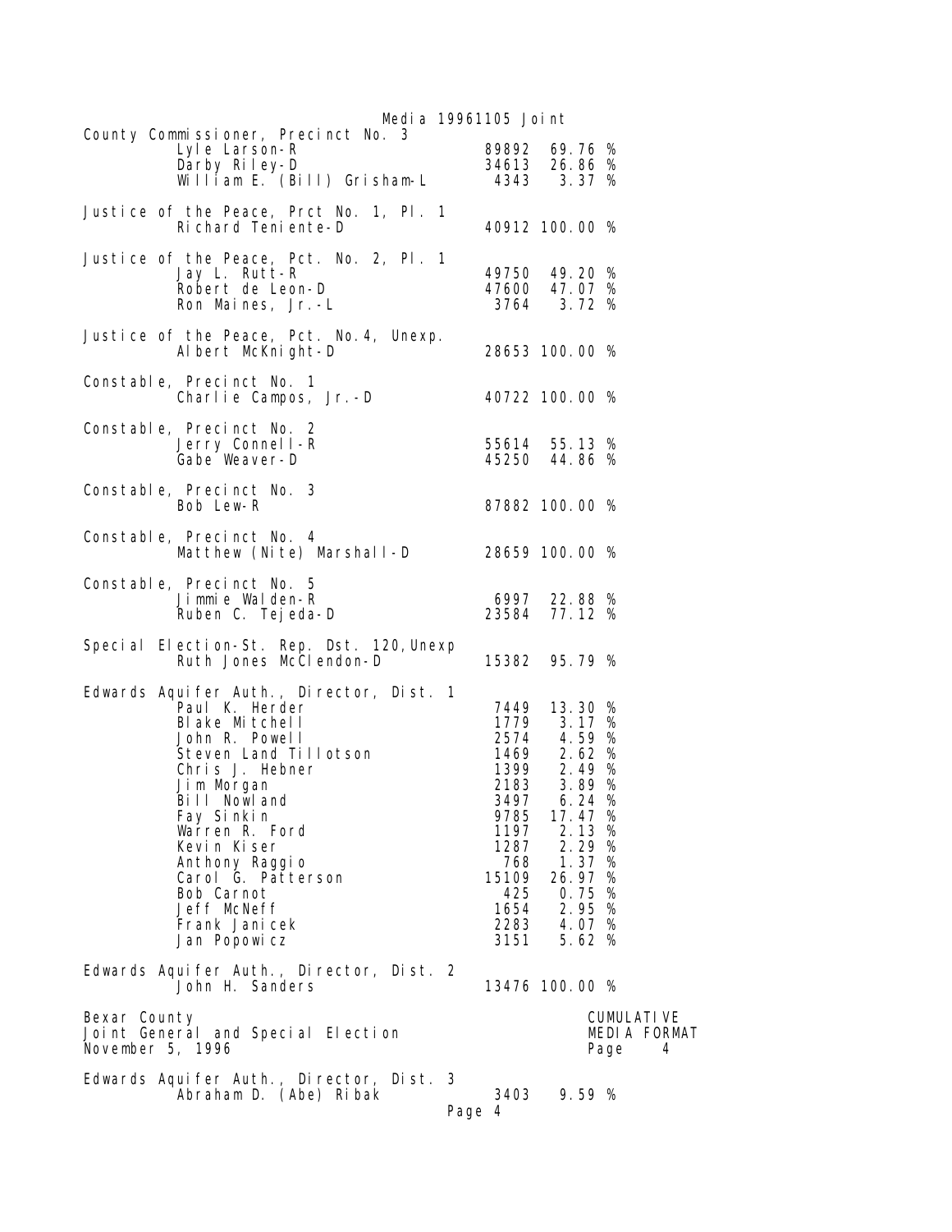Media 19961105 Joint

County Commissioner, Precinct No. 3

| Candidate | Votes | % |
|---|---|---|
| Lyle Larson-R | 89892 | 69.76 % |
| Darby Riley-D | 34613 | 26.86 % |
| William E. (Bill) Grisham-L | 4343 | 3.37 % |

Justice of the Peace, Prct No. 1, Pl. 1

| Candidate | Votes | % |
|---|---|---|
| Richard Teniente-D | 40912 | 100.00 % |

Justice of the Peace, Pct. No. 2, Pl. 1

| Candidate | Votes | % |
|---|---|---|
| Jay L. Rutt-R | 49750 | 49.20 % |
| Robert de Leon-D | 47600 | 47.07 % |
| Ron Maines, Jr.-L | 3764 | 3.72 % |

Justice of the Peace, Pct. No.4, Unexp.

| Candidate | Votes | % |
|---|---|---|
| Albert McKnight-D | 28653 | 100.00 % |

Constable, Precinct No. 1

| Candidate | Votes | % |
|---|---|---|
| Charlie Campos, Jr.-D | 40722 | 100.00 % |

Constable, Precinct No. 2

| Candidate | Votes | % |
|---|---|---|
| Jerry Connell-R | 55614 | 55.13 % |
| Gabe Weaver-D | 45250 | 44.86 % |

Constable, Precinct No. 3

| Candidate | Votes | % |
|---|---|---|
| Bob Lew-R | 87882 | 100.00 % |

Constable, Precinct No. 4

| Candidate | Votes | % |
|---|---|---|
| Matthew (Nite) Marshall-D | 28659 | 100.00 % |

Constable, Precinct No. 5

| Candidate | Votes | % |
|---|---|---|
| Jimmie Walden-R | 6997 | 22.88 % |
| Ruben C. Tejeda-D | 23584 | 77.12 % |

Special Election-St. Rep. Dst. 120,Unexp

| Candidate | Votes | % |
|---|---|---|
| Ruth Jones McClendon-D | 15382 | 95.79 % |

Edwards Aquifer Auth., Director, Dist. 1

| Candidate | Votes | % |
|---|---|---|
| Paul K. Herder | 7449 | 13.30 % |
| Blake Mitchell | 1779 | 3.17 % |
| John R. Powell | 2574 | 4.59 % |
| Steven Land Tillotson | 1469 | 2.62 % |
| Chris J. Hebner | 1399 | 2.49 % |
| Jim Morgan | 2183 | 3.89 % |
| Bill Nowland | 3497 | 6.24 % |
| Fay Sinkin | 9785 | 17.47 % |
| Warren R. Ford | 1197 | 2.13 % |
| Kevin Kiser | 1287 | 2.29 % |
| Anthony Raggio | 768 | 1.37 % |
| Carol G. Patterson | 15109 | 26.97 % |
| Bob Carnot | 425 | 0.75 % |
| Jeff McNeff | 1654 | 2.95 % |
| Frank Janicek | 2283 | 4.07 % |
| Jan Popowicz | 3151 | 5.62 % |

Edwards Aquifer Auth., Director, Dist. 2

| Candidate | Votes | % |
|---|---|---|
| John H. Sanders | 13476 | 100.00 % |

Bexar County
Joint General and Special Election
November 5, 1996

CUMULATIVE
MEDIA FORMAT

Edwards Aquifer Auth., Director, Dist. 3

| Candidate | Votes | % |
|---|---|---|
| Abraham D. (Abe) Ribak | 3403 | 9.59 % |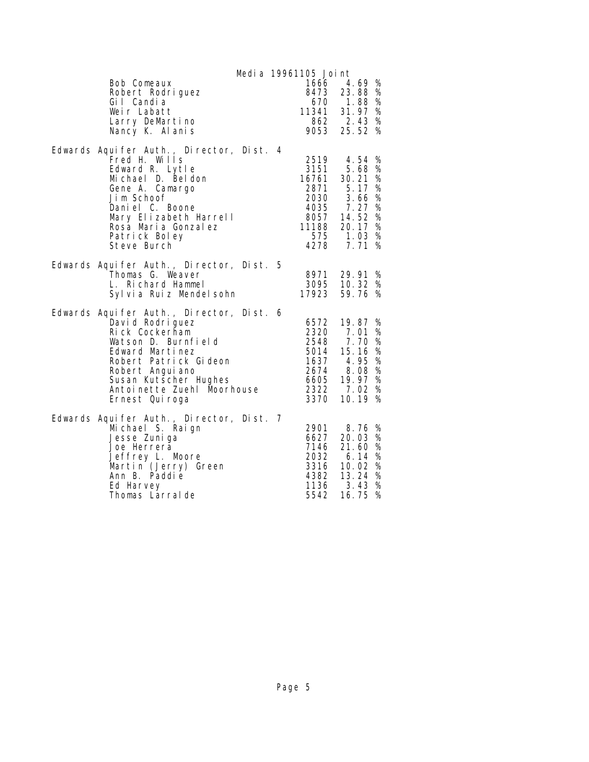Media 19961105 Joint

| | | |
|---|---|---|
| Bob Comeaux | 1666 | 4.69 % |
| Robert Rodriguez | 8473 | 23.88 % |
| Gil Candia | 670 | 1.88 % |
| Weir Labatt | 11341 | 31.97 % |
| Larry DeMartino | 862 | 2.43 % |
| Nancy K. Alanis | 9053 | 25.52 % |

Edwards Aquifer Auth., Director, Dist. 4

| | | |
|---|---|---|
| Fred H. Wills | 2519 | 4.54 % |
| Edward R. Lytle | 3151 | 5.68 % |
| Michael D. Beldon | 16761 | 30.21 % |
| Gene A. Camargo | 2871 | 5.17 % |
| Jim Schoof | 2030 | 3.66 % |
| Daniel C. Boone | 4035 | 7.27 % |
| Mary Elizabeth Harrell | 8057 | 14.52 % |
| Rosa Maria Gonzalez | 11188 | 20.17 % |
| Patrick Boley | 575 | 1.03 % |
| Steve Burch | 4278 | 7.71 % |

Edwards Aquifer Auth., Director, Dist. 5

| | | |
|---|---|---|
| Thomas G. Weaver | 8971 | 29.91 % |
| L. Richard Hammel | 3095 | 10.32 % |
| Sylvia Ruiz Mendelsohn | 17923 | 59.76 % |

Edwards Aquifer Auth., Director, Dist. 6

| | | |
|---|---|---|
| David Rodriguez | 6572 | 19.87 % |
| Rick Cockerham | 2320 | 7.01 % |
| Watson D. Burnfield | 2548 | 7.70 % |
| Edward Martinez | 5014 | 15.16 % |
| Robert Patrick Gideon | 1637 | 4.95 % |
| Robert Anguiano | 2674 | 8.08 % |
| Susan Kutscher Hughes | 6605 | 19.97 % |
| Antoinette Zuehl Moorhouse | 2322 | 7.02 % |
| Ernest Quiroga | 3370 | 10.19 % |

Edwards Aquifer Auth., Director, Dist. 7

| | | |
|---|---|---|
| Michael S. Raign | 2901 | 8.76 % |
| Jesse Zuniga | 6627 | 20.03 % |
| Joe Herrera | 7146 | 21.60 % |
| Jeffrey L. Moore | 2032 | 6.14 % |
| Martin (Jerry) Green | 3316 | 10.02 % |
| Ann B. Paddie | 4382 | 13.24 % |
| Ed Harvey | 1136 | 3.43 % |
| Thomas Larralde | 5542 | 16.75 % |